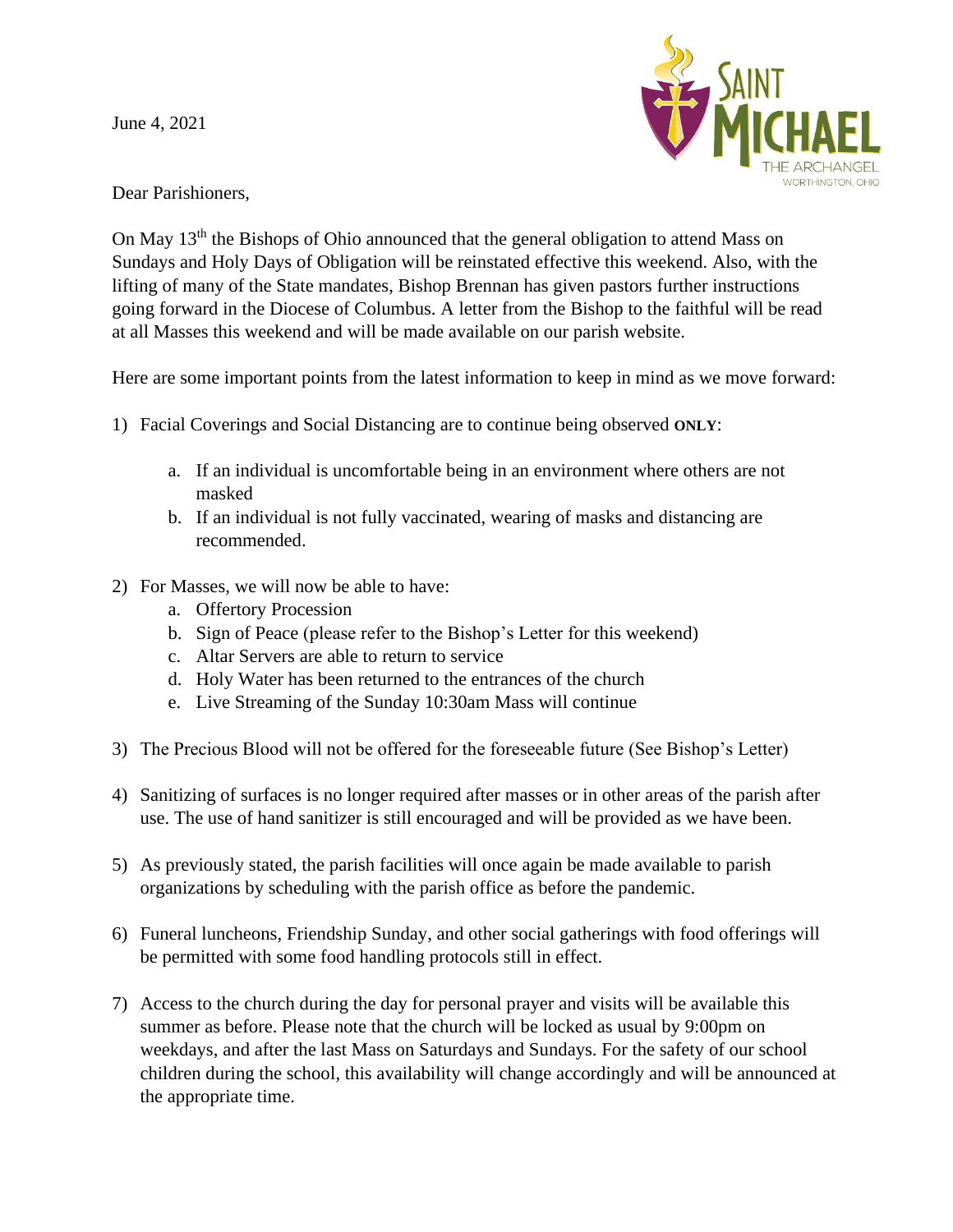June 4, 2021

SAINT MICHAEL THE ARCHANGEL
WORTHINGTON, OHIO

Dear Parishioners,

On May 13th the Bishops of Ohio announced that the general obligation to attend Mass on Sundays and Holy Days of Obligation will be reinstated effective this weekend. Also, with the lifting of many of the State mandates, Bishop Brennan has given pastors further instructions going forward in the Diocese of Columbus. A letter from the Bishop to the faithful will be read at all Masses this weekend and will be made available on our parish website.

Here are some important points from the latest information to keep in mind as we move forward:

1) Facial Coverings and Social Distancing are to continue being observed **ONLY**:

    a. If an individual is uncomfortable being in an environment where others are not masked
    b. If an individual is not fully vaccinated, wearing of masks and distancing are recommended.

2) For Masses, we will now be able to have:
    a. Offertory Procession
    b. Sign of Peace (please refer to the Bishop's Letter for this weekend)
    c. Altar Servers are able to return to service
    d. Holy Water has been returned to the entrances of the church
    e. Live Streaming of the Sunday 10:30am Mass will continue

3) The Precious Blood will not be offered for the foreseeable future (See Bishop's Letter)

4) Sanitizing of surfaces is no longer required after masses or in other areas of the parish after use. The use of hand sanitizer is still encouraged and will be provided as we have been.

5) As previously stated, the parish facilities will once again be made available to parish organizations by scheduling with the parish office as before the pandemic.

6) Funeral luncheons, Friendship Sunday, and other social gatherings with food offerings will be permitted with some food handling protocols still in effect.

7) Access to the church during the day for personal prayer and visits will be available this summer as before. Please note that the church will be locked as usual by 9:00pm on weekdays, and after the last Mass on Saturdays and Sundays. For the safety of our school children during the school, this availability will change accordingly and will be announced at the appropriate time.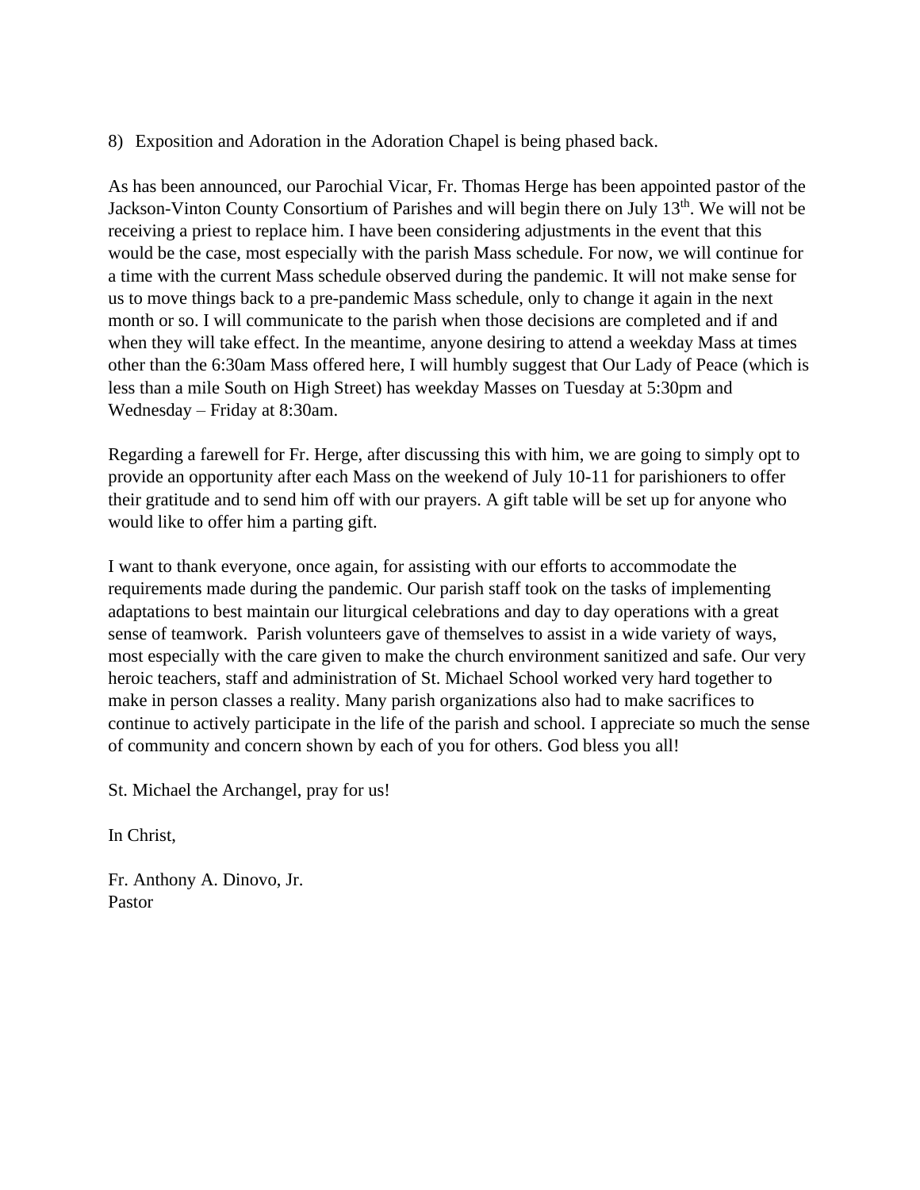8) Exposition and Adoration in the Adoration Chapel is being phased back.

As has been announced, our Parochial Vicar, Fr. Thomas Herge has been appointed pastor of the Jackson-Vinton County Consortium of Parishes and will begin there on July 13th. We will not be receiving a priest to replace him. I have been considering adjustments in the event that this would be the case, most especially with the parish Mass schedule. For now, we will continue for a time with the current Mass schedule observed during the pandemic. It will not make sense for us to move things back to a pre-pandemic Mass schedule, only to change it again in the next month or so. I will communicate to the parish when those decisions are completed and if and when they will take effect. In the meantime, anyone desiring to attend a weekday Mass at times other than the 6:30am Mass offered here, I will humbly suggest that Our Lady of Peace (which is less than a mile South on High Street) has weekday Masses on Tuesday at 5:30pm and Wednesday – Friday at 8:30am.

Regarding a farewell for Fr. Herge, after discussing this with him, we are going to simply opt to provide an opportunity after each Mass on the weekend of July 10-11 for parishioners to offer their gratitude and to send him off with our prayers. A gift table will be set up for anyone who would like to offer him a parting gift.

I want to thank everyone, once again, for assisting with our efforts to accommodate the requirements made during the pandemic. Our parish staff took on the tasks of implementing adaptations to best maintain our liturgical celebrations and day to day operations with a great sense of teamwork. Parish volunteers gave of themselves to assist in a wide variety of ways, most especially with the care given to make the church environment sanitized and safe. Our very heroic teachers, staff and administration of St. Michael School worked very hard together to make in person classes a reality. Many parish organizations also had to make sacrifices to continue to actively participate in the life of the parish and school. I appreciate so much the sense of community and concern shown by each of you for others. God bless you all!

St. Michael the Archangel, pray for us!

In Christ,

Fr. Anthony A. Dinovo, Jr.
Pastor